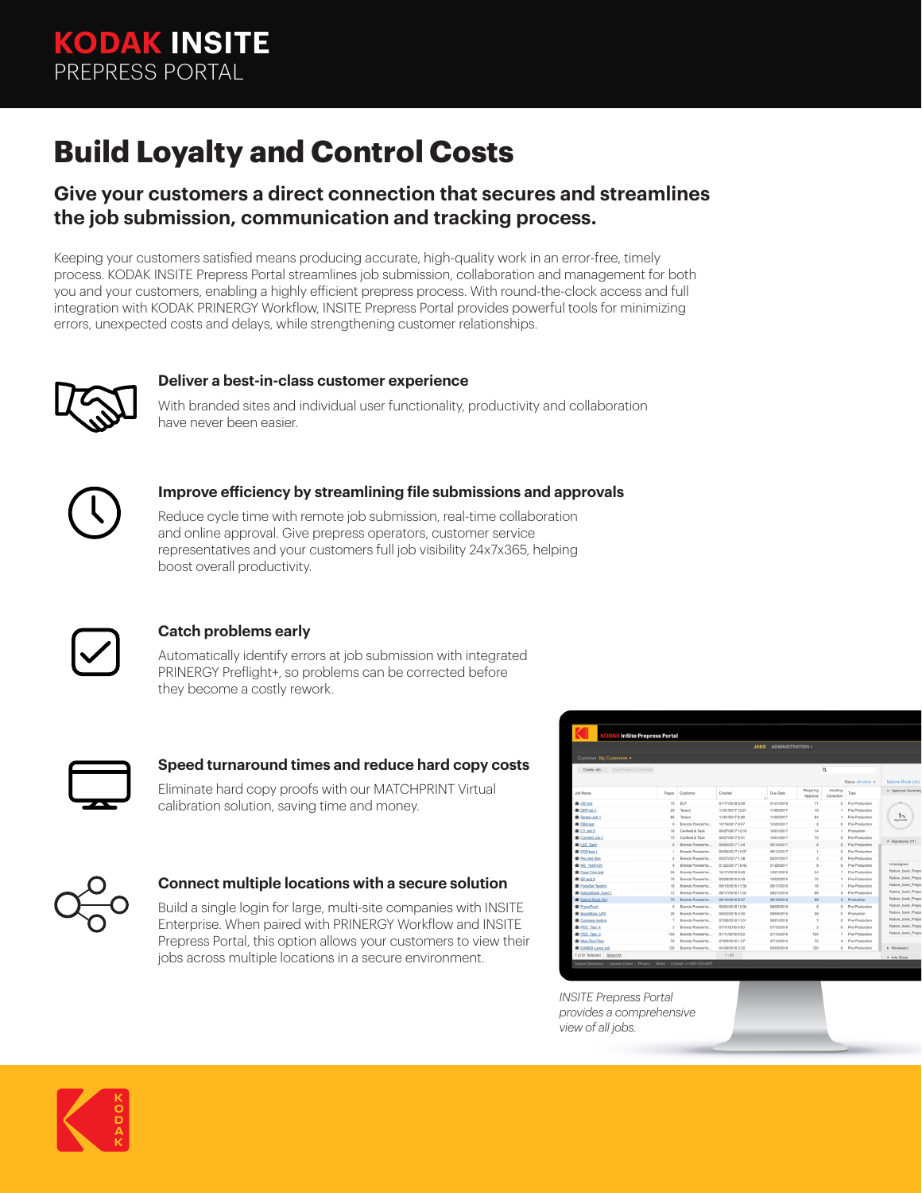# KODAK INSITE
PREPRESS PORTAL

## Build Loyalty and Control Costs

### Give your customers a direct connection that secures and streamlines the job submission, communication and tracking process.

Keeping your customers satisfied means producing accurate, high-quality work in an error-free, timely process. KODAK INSITE Prepress Portal streamlines job submission, collaboration and management for both you and your customers, enabling a highly efficient prepress process. With round-the-clock access and full integration with KODAK PRINERGY Workflow, INSITE Prepress Portal provides powerful tools for minimizing errors, unexpected costs and delays, while strengthening customer relationships.

### Deliver a best-in-class customer experience

With branded sites and individual user functionality, productivity and collaboration have never been easier.

### Improve efficiency by streamlining file submissions and approvals

Reduce cycle time with remote job submission, real-time collaboration and online approval. Give prepress operators, customer service representatives and your customers full job visibility 24x7x365, helping boost overall productivity.

### Catch problems early

Automatically identify errors at job submission with integrated PRINERGY Preflight+, so problems can be corrected before they become a costly rework.

### Speed turnaround times and reduce hard copy costs

Eliminate hard copy proofs with our MATCHPRINT Virtual calibration solution, saving time and money.

### Connect multiple locations with a secure solution

Build a single login for large, multi-site companies with INSITE Enterprise. When paired with PRINERGY Workflow and INSITE Prepress Portal, this option allows your customers to view their jobs across multiple locations in a secure environment.

*INSITE Prepress Portal provides a comprehensive view of all jobs.*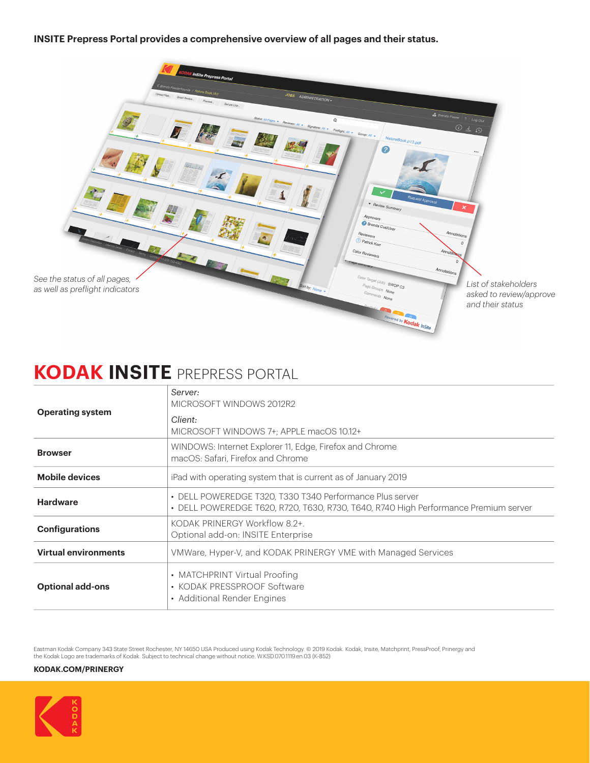**INSITE Prepress Portal provides a comprehensive overview of all pages and their status.**

*See the status of all pages, as well as preflight indicators*

*List of stakeholders asked to review/approve and their status*

# KODAK INSITE PREPRESS PORTAL

| | |
|---|---|
| **Operating system** | *Server:*<br>MICROSOFT WINDOWS 2012R2<br>*Client:*<br>MICROSOFT WINDOWS 7+; APPLE macOS 10.12+ |
| **Browser** | WINDOWS: Internet Explorer 11, Edge, Firefox and Chrome<br>macOS: Safari, Firefox and Chrome |
| **Mobile devices** | iPad with operating system that is current as of January 2019 |
| **Hardware** | • DELL POWEREDGE T320, T330 T340 Performance Plus server<br>• DELL POWEREDGE T620, R720, T630, R730, T640, R740 High Performance Premium server |
| **Configurations** | KODAK PRINERGY Workflow 8.2+.<br>Optional add-on: INSITE Enterprise |
| **Virtual environments** | VMWare, Hyper-V, and KODAK PRINERGY VME with Managed Services |
| **Optional add-ons** | • MATCHPRINT Virtual Proofing<br>• KODAK PRESSPROOF Software<br>• Additional Render Engines |

Eastman Kodak Company 343 State Street Rochester, NY 14650 USA Produced using Kodak Technology. © 2019 Kodak. Kodak, Insite, Matchprint, PressProof, Prinergy and the Kodak Logo are trademarks of Kodak. Subject to technical change without notice. W.KSD.070.1119.en.03 (K-852)

**KODAK.COM/PRINERGY**